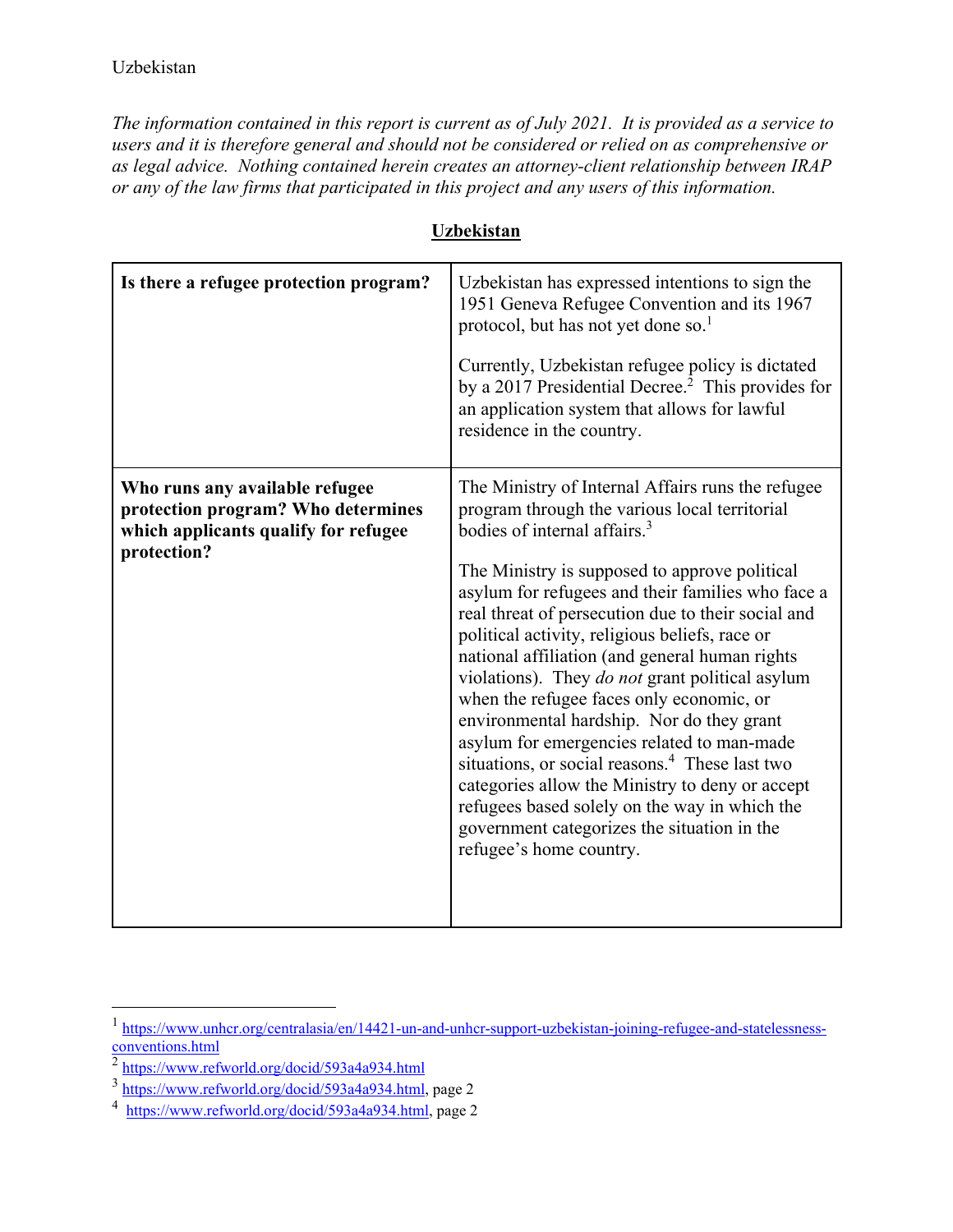Uzbekistan

*The information contained in this report is current as of July 2021. It is provided as a service to users and it is therefore general and should not be considered or relied on as comprehensive or as legal advice. Nothing contained herein creates an attorney-client relationship between IRAP or any of the law firms that participated in this project and any users of this information.*

## Uzbekistan

| | |
|---|---|
| **Is there a refugee protection program?** | Uzbekistan has expressed intentions to sign the 1951 Geneva Refugee Convention and its 1967 protocol, but has not yet done so.[1]<br><br>Currently, Uzbekistan refugee policy is dictated by a 2017 Presidential Decree.[2] This provides for an application system that allows for lawful residence in the country. |
| **Who runs any available refugee protection program? Who determines which applicants qualify for refugee protection?** | The Ministry of Internal Affairs runs the refugee program through the various local territorial bodies of internal affairs.[3]<br><br>The Ministry is supposed to approve political asylum for refugees and their families who face a real threat of persecution due to their social and political activity, religious beliefs, race or national affiliation (and general human rights violations). They *do not* grant political asylum when the refugee faces only economic, or environmental hardship. Nor do they grant asylum for emergencies related to man-made situations, or social reasons.[4] These last two categories allow the Ministry to deny or accept refugees based solely on the way in which the government categorizes the situation in the refugee's home country. |

[1] https://www.unhcr.org/centralasia/en/14421-un-and-unhcr-support-uzbekistan-joining-refugee-and-statelessness-conventions.html

[2] https://www.refworld.org/docid/593a4a934.html

[3] https://www.refworld.org/docid/593a4a934.html, page 2

[4] https://www.refworld.org/docid/593a4a934.html, page 2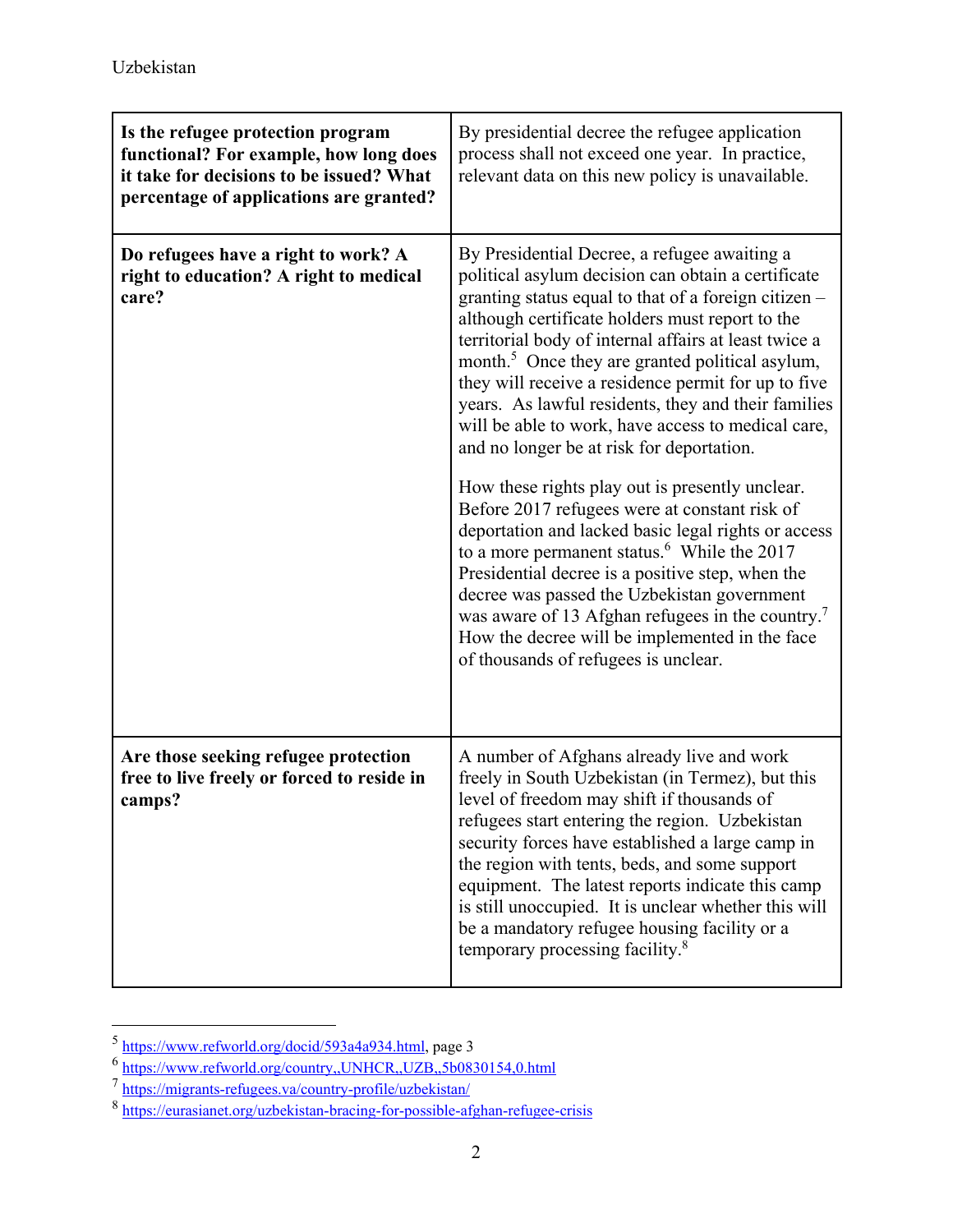| Is the refugee protection program functional? For example, how long does it take for decisions to be issued? What percentage of applications are granted? | By presidential decree the refugee application process shall not exceed one year. In practice, relevant data on this new policy is unavailable. |
|---|---|
| **Do refugees have a right to work? A right to education? A right to medical care?** | By Presidential Decree, a refugee awaiting a political asylum decision can obtain a certificate granting status equal to that of a foreign citizen – although certificate holders must report to the territorial body of internal affairs at least twice a month.[5] Once they are granted political asylum, they will receive a residence permit for up to five years. As lawful residents, they and their families will be able to work, have access to medical care, and no longer be at risk for deportation.<br><br>How these rights play out is presently unclear. Before 2017 refugees were at constant risk of deportation and lacked basic legal rights or access to a more permanent status.[6] While the 2017 Presidential decree is a positive step, when the decree was passed the Uzbekistan government was aware of 13 Afghan refugees in the country.[7] How the decree will be implemented in the face of thousands of refugees is unclear. |
| **Are those seeking refugee protection free to live freely or forced to reside in camps?** | A number of Afghans already live and work freely in South Uzbekistan (in Termez), but this level of freedom may shift if thousands of refugees start entering the region. Uzbekistan security forces have established a large camp in the region with tents, beds, and some support equipment. The latest reports indicate this camp is still unoccupied. It is unclear whether this will be a mandatory refugee housing facility or a temporary processing facility.[8] |

---

[5] https://www.refworld.org/docid/593a4a934.html, page 3

[6] https://www.refworld.org/country,,UNHCR,,UZB,,5b0830154,0.html

[7] https://migrants-refugees.va/country-profile/uzbekistan/

[8] https://eurasianet.org/uzbekistan-bracing-for-possible-afghan-refugee-crisis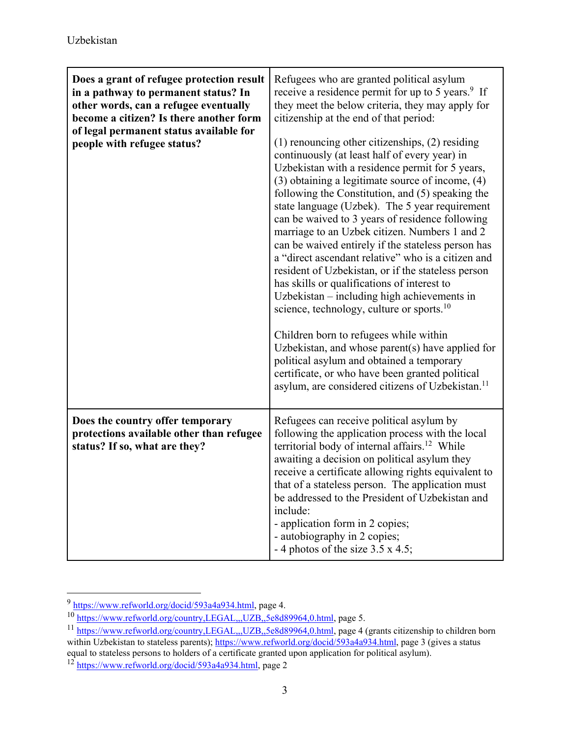| Does a grant of refugee protection result in a pathway to permanent status? In other words, can a refugee eventually become a citizen? Is there another form of legal permanent status available for people with refugee status? | Refugees who are granted political asylum receive a residence permit for up to 5 years.[9] If they meet the below criteria, they may apply for citizenship at the end of that period:<br><br>(1) renouncing other citizenships, (2) residing continuously (at least half of every year) in Uzbekistan with a residence permit for 5 years, (3) obtaining a legitimate source of income, (4) following the Constitution, and (5) speaking the state language (Uzbek). The 5 year requirement can be waived to 3 years of residence following marriage to an Uzbek citizen. Numbers 1 and 2 can be waived entirely if the stateless person has a "direct ascendant relative" who is a citizen and resident of Uzbekistan, or if the stateless person has skills or qualifications of interest to Uzbekistan – including high achievements in science, technology, culture or sports.[10]<br><br>Children born to refugees while within Uzbekistan, and whose parent(s) have applied for political asylum and obtained a temporary certificate, or who have been granted political asylum, are considered citizens of Uzbekistan.[11] |
|---|---|
| **Does the country offer temporary protections available other than refugee status? If so, what are they?** | Refugees can receive political asylum by following the application process with the local territorial body of internal affairs.[12] While awaiting a decision on political asylum they receive a certificate allowing rights equivalent to that of a stateless person. The application must be addressed to the President of Uzbekistan and include:<br>- application form in 2 copies;<br>- autobiography in 2 copies;<br>- 4 photos of the size 3.5 x 4.5; |

[9] https://www.refworld.org/docid/593a4a934.html, page 4.

[10] https://www.refworld.org/country,LEGAL,,,UZB,,5e8d89964,0.html, page 5.

[11] https://www.refworld.org/country,LEGAL,,,UZB,,5e8d89964,0.html, page 4 (grants citizenship to children born within Uzbekistan to stateless parents); https://www.refworld.org/docid/593a4a934.html, page 3 (gives a status equal to stateless persons to holders of a certificate granted upon application for political asylum).

[12] https://www.refworld.org/docid/593a4a934.html, page 2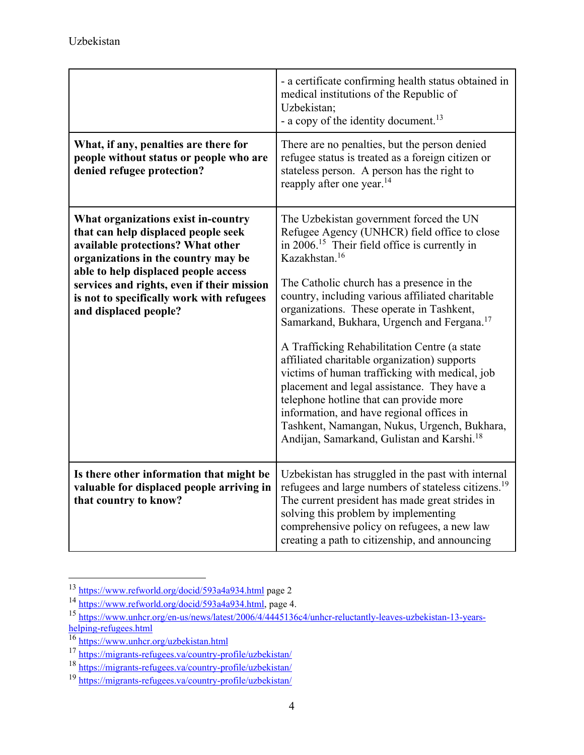| | |
|---|---|
| | - a certificate confirming health status obtained in medical institutions of the Republic of Uzbekistan;<br>- a copy of the identity document.[13] |
| **What, if any, penalties are there for people without status or people who are denied refugee protection?** | There are no penalties, but the person denied refugee status is treated as a foreign citizen or stateless person. A person has the right to reapply after one year.[14] |
| **What organizations exist in-country that can help displaced people seek available protections? What other organizations in the country may be able to help displaced people access services and rights, even if their mission is not to specifically work with refugees and displaced people?** | The Uzbekistan government forced the UN Refugee Agency (UNHCR) field office to close in 2006.[15] Their field office is currently in Kazakhstan.[16]<br><br>The Catholic church has a presence in the country, including various affiliated charitable organizations. These operate in Tashkent, Samarkand, Bukhara, Urgench and Fergana.[17]<br><br>A Trafficking Rehabilitation Centre (a state affiliated charitable organization) supports victims of human trafficking with medical, job placement and legal assistance. They have a telephone hotline that can provide more information, and have regional offices in Tashkent, Namangan, Nukus, Urgench, Bukhara, Andijan, Samarkand, Gulistan and Karshi.[18] |
| **Is there other information that might be valuable for displaced people arriving in that country to know?** | Uzbekistan has struggled in the past with internal refugees and large numbers of stateless citizens.[19] The current president has made great strides in solving this problem by implementing comprehensive policy on refugees, a new law creating a path to citizenship, and announcing |

[13] https://www.refworld.org/docid/593a4a934.html page 2

[14] https://www.refworld.org/docid/593a4a934.html, page 4.

[15] https://www.unhcr.org/en-us/news/latest/2006/4/4445136c4/unhcr-reluctantly-leaves-uzbekistan-13-years-helping-refugees.html

[16] https://www.unhcr.org/uzbekistan.html

[17] https://migrants-refugees.va/country-profile/uzbekistan/

[18] https://migrants-refugees.va/country-profile/uzbekistan/

[19] https://migrants-refugees.va/country-profile/uzbekistan/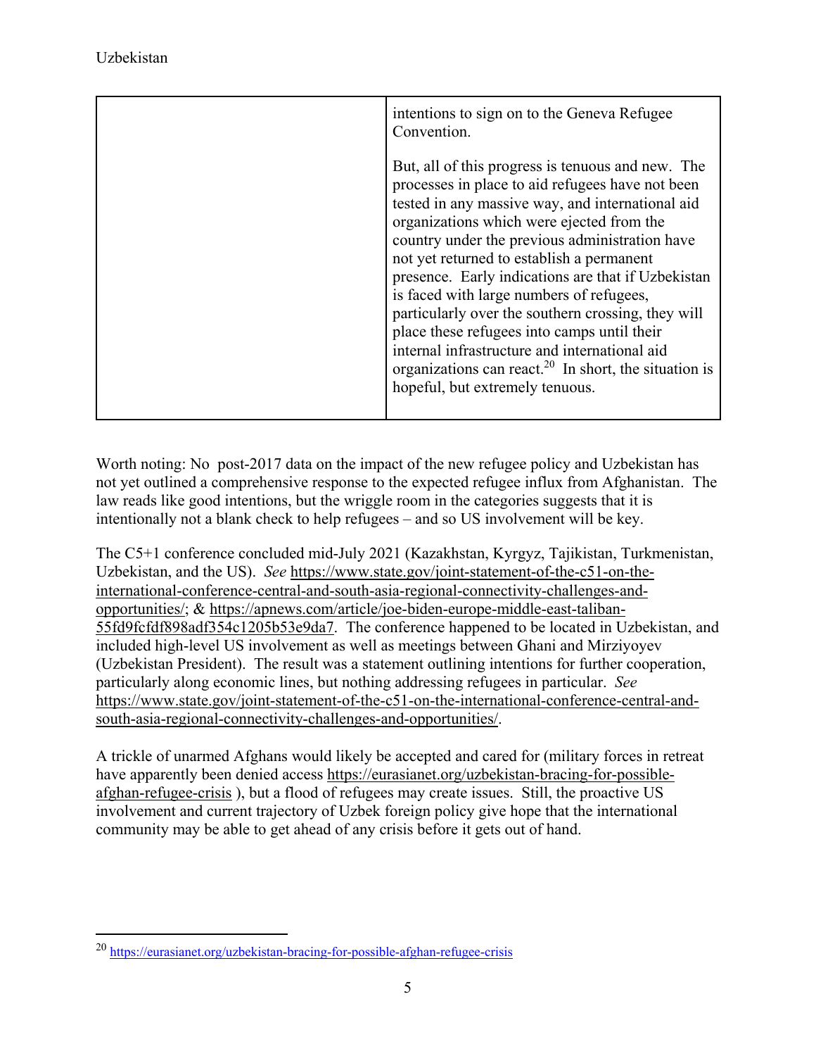| | |
|---|---|
| | intentions to sign on to the Geneva Refugee Convention.<br><br>But, all of this progress is tenuous and new. The processes in place to aid refugees have not been tested in any massive way, and international aid organizations which were ejected from the country under the previous administration have not yet returned to establish a permanent presence. Early indications are that if Uzbekistan is faced with large numbers of refugees, particularly over the southern crossing, they will place these refugees into camps until their internal infrastructure and international aid organizations can react.[20] In short, the situation is hopeful, but extremely tenuous. |

Worth noting: No post-2017 data on the impact of the new refugee policy and Uzbekistan has not yet outlined a comprehensive response to the expected refugee influx from Afghanistan. The law reads like good intentions, but the wriggle room in the categories suggests that it is intentionally not a blank check to help refugees – and so US involvement will be key.

The C5+1 conference concluded mid-July 2021 (Kazakhstan, Kyrgyz, Tajikistan, Turkmenistan, Uzbekistan, and the US). *See* https://www.state.gov/joint-statement-of-the-c51-on-the-international-conference-central-and-south-asia-regional-connectivity-challenges-and-opportunities/; & https://apnews.com/article/joe-biden-europe-middle-east-taliban-55fd9fcfdf898adf354c1205b53e9da7. The conference happened to be located in Uzbekistan, and included high-level US involvement as well as meetings between Ghani and Mirziyoyev (Uzbekistan President). The result was a statement outlining intentions for further cooperation, particularly along economic lines, but nothing addressing refugees in particular. *See* https://www.state.gov/joint-statement-of-the-c51-on-the-international-conference-central-and-south-asia-regional-connectivity-challenges-and-opportunities/.

A trickle of unarmed Afghans would likely be accepted and cared for (military forces in retreat have apparently been denied access https://eurasianet.org/uzbekistan-bracing-for-possible-afghan-refugee-crisis ), but a flood of refugees may create issues. Still, the proactive US involvement and current trajectory of Uzbek foreign policy give hope that the international community may be able to get ahead of any crisis before it gets out of hand.

[20] https://eurasianet.org/uzbekistan-bracing-for-possible-afghan-refugee-crisis